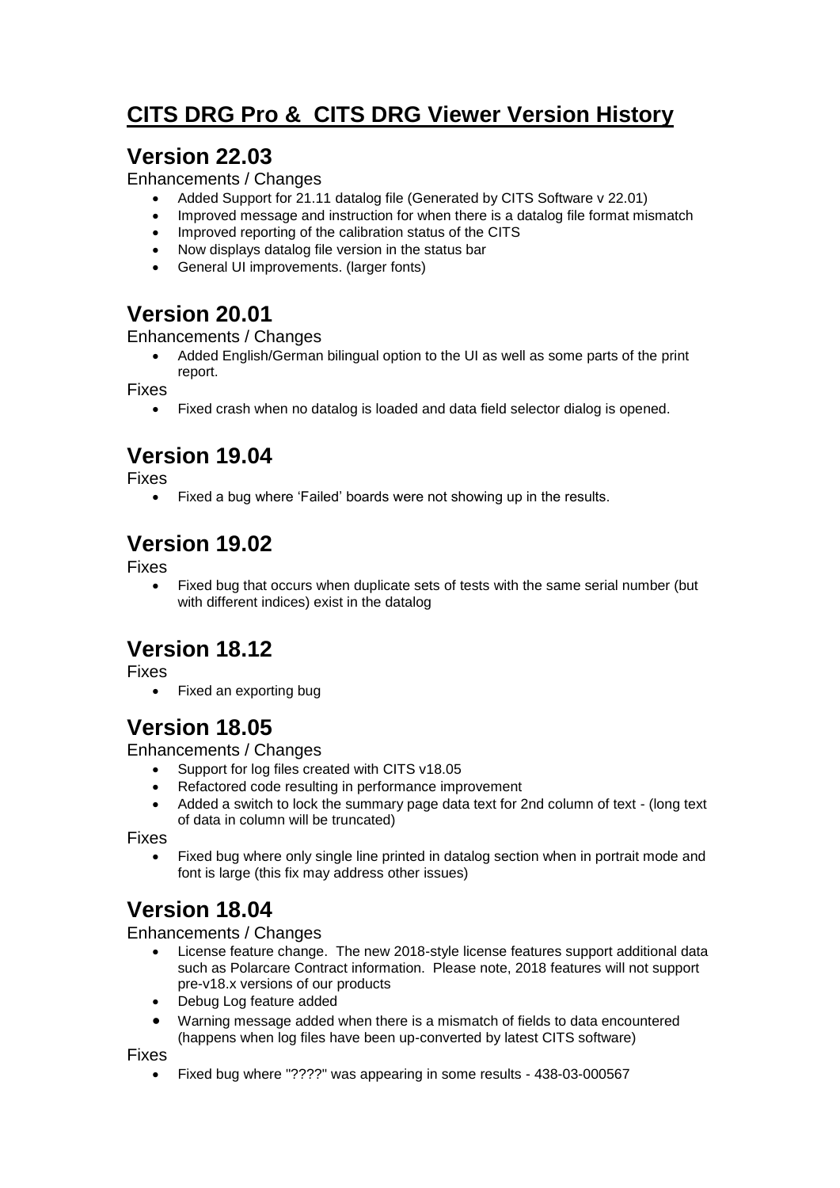# CITS DRG Pro & CITS DRG Viewer Version History

## Version 22.03

Enhancements / Changes

- Added Support for 21.11 datalog file (Generated by CITS Software v 22.01)
- Improved message and instruction for when there is a datalog file format mismatch
- Improved reporting of the calibration status of the CITS
- Now displays datalog file version in the status bar
- General UI improvements. (larger fonts)

## Version 20.01

Enhancements / Changes

- Added English/German bilingual option to the UI as well as some parts of the print report.

Fixes

- Fixed crash when no datalog is loaded and data field selector dialog is opened.

## Version 19.04

Fixes

- Fixed a bug where 'Failed' boards were not showing up in the results.

## Version 19.02

Fixes

- Fixed bug that occurs when duplicate sets of tests with the same serial number (but with different indices) exist in the datalog

## Version 18.12

Fixes

- Fixed an exporting bug

## Version 18.05

Enhancements / Changes

- Support for log files created with CITS v18.05
- Refactored code resulting in performance improvement
- Added a switch to lock the summary page data text for 2nd column of text - (long text of data in column will be truncated)

Fixes

- Fixed bug where only single line printed in datalog section when in portrait mode and font is large (this fix may address other issues)

## Version 18.04

Enhancements / Changes

- License feature change. The new 2018-style license features support additional data such as Polarcare Contract information. Please note, 2018 features will not support pre-v18.x versions of our products
- Debug Log feature added
- Warning message added when there is a mismatch of fields to data encountered (happens when log files have been up-converted by latest CITS software)

Fixes

- Fixed bug where "????" was appearing in some results - 438-03-000567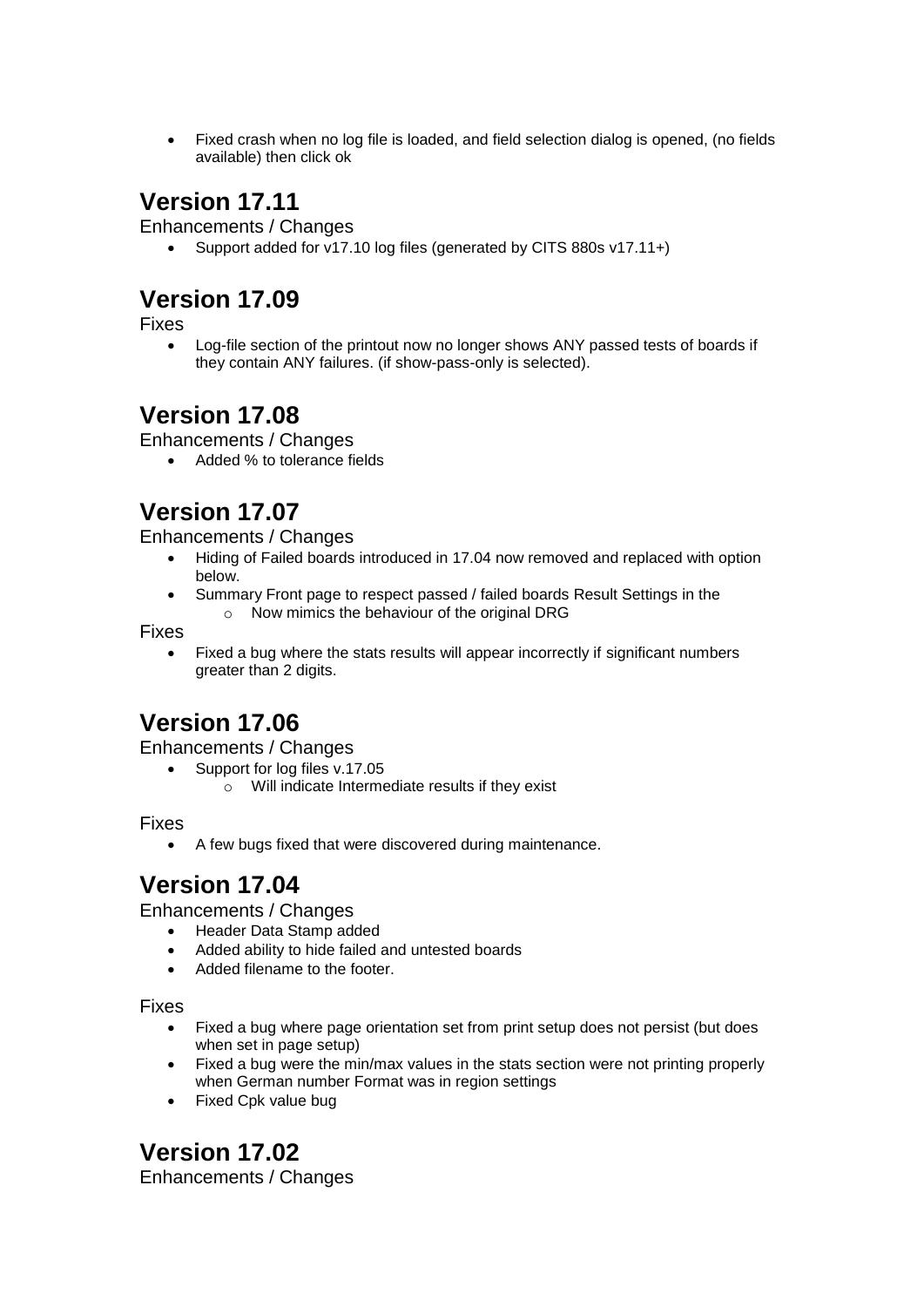- Fixed crash when no log file is loaded, and field selection dialog is opened, (no fields available) then click ok

## Version 17.11

Enhancements / Changes

- Support added for v17.10 log files (generated by CITS 880s v17.11+)

## Version 17.09

Fixes

- Log-file section of the printout now no longer shows ANY passed tests of boards if they contain ANY failures. (if show-pass-only is selected).

## Version 17.08

Enhancements / Changes

- Added % to tolerance fields

## Version 17.07

Enhancements / Changes

- Hiding of Failed boards introduced in 17.04 now removed and replaced with option below.
- Summary Front page to respect passed / failed boards Result Settings in the
  - Now mimics the behaviour of the original DRG

Fixes

- Fixed a bug where the stats results will appear incorrectly if significant numbers greater than 2 digits.

## Version 17.06

Enhancements / Changes

- Support for log files v.17.05
  - Will indicate Intermediate results if they exist

Fixes

- A few bugs fixed that were discovered during maintenance.

## Version 17.04

Enhancements / Changes

- Header Data Stamp added
- Added ability to hide failed and untested boards
- Added filename to the footer.

Fixes

- Fixed a bug where page orientation set from print setup does not persist (but does when set in page setup)
- Fixed a bug were the min/max values in the stats section were not printing properly when German number Format was in region settings
- Fixed Cpk value bug

## Version 17.02

Enhancements / Changes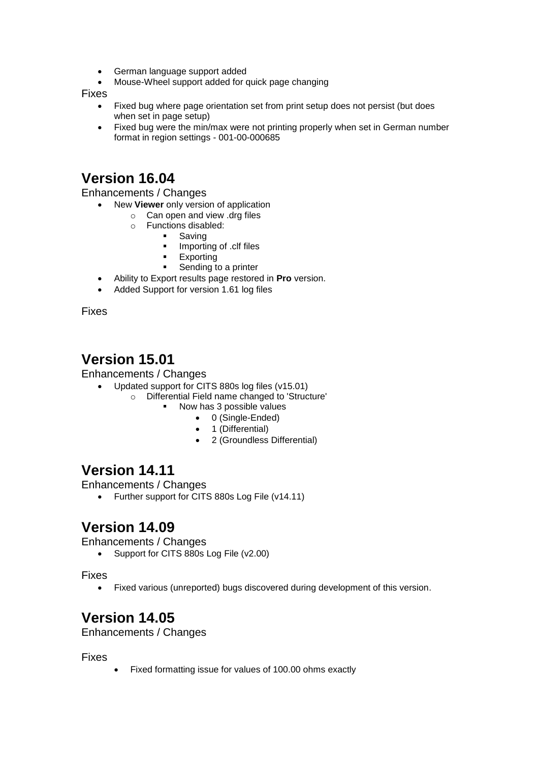- German language support added
- Mouse-Wheel support added for quick page changing

Fixes

- Fixed bug where page orientation set from print setup does not persist (but does when set in page setup)
- Fixed bug were the min/max were not printing properly when set in German number format in region settings - 001-00-000685

## Version 16.04

Enhancements / Changes

- New **Viewer** only version of application
  - Can open and view .drg files
  - Functions disabled:
    - Saving
    - Importing of .clf files
    - Exporting
    - Sending to a printer
- Ability to Export results page restored in **Pro** version.
- Added Support for version 1.61 log files

Fixes

## Version 15.01

Enhancements / Changes

- Updated support for CITS 880s log files (v15.01)
  - Differential Field name changed to 'Structure'
    - Now has 3 possible values
      - 0 (Single-Ended)
      - 1 (Differential)
      - 2 (Groundless Differential)

## Version 14.11

Enhancements / Changes

- Further support for CITS 880s Log File (v14.11)

## Version 14.09

Enhancements / Changes

- Support for CITS 880s Log File (v2.00)

Fixes

- Fixed various (unreported) bugs discovered during development of this version.

## Version 14.05

Enhancements / Changes

Fixes

- Fixed formatting issue for values of 100.00 ohms exactly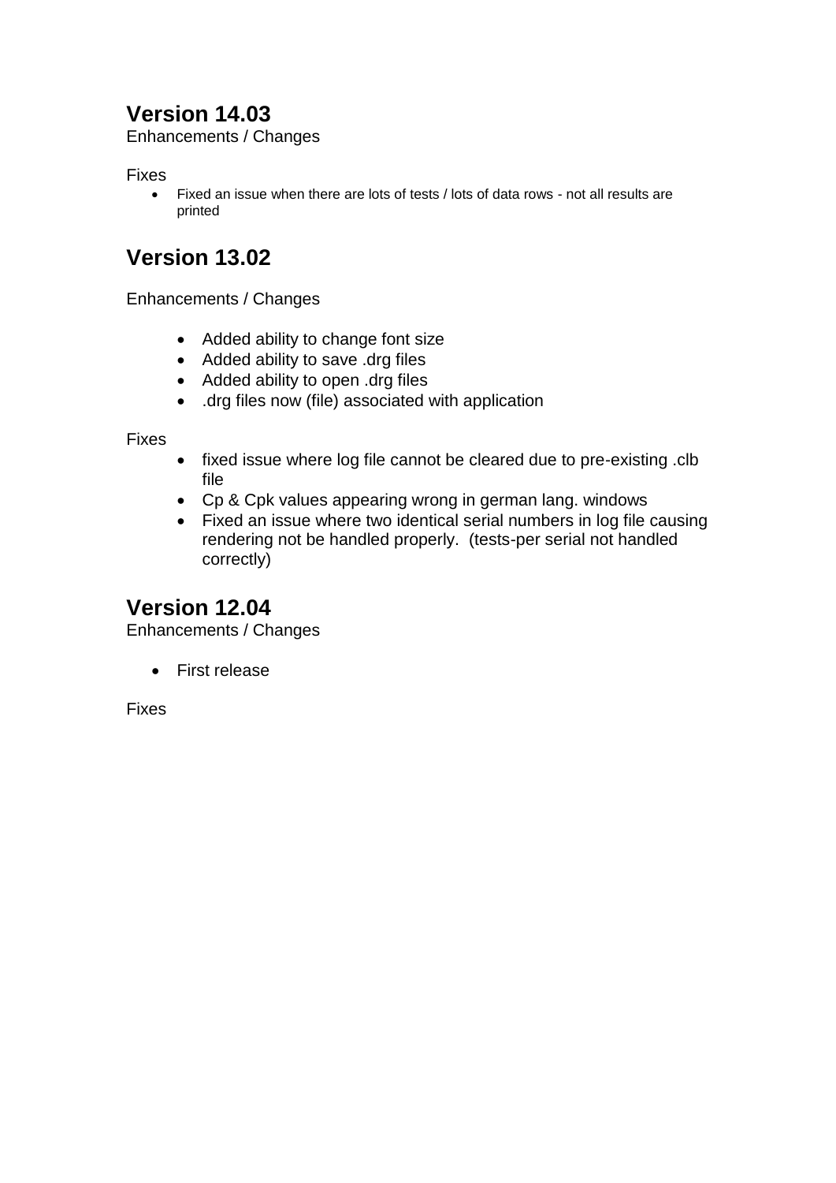## Version 14.03

Enhancements / Changes

Fixes

- Fixed an issue when there are lots of tests / lots of data rows - not all results are printed

## Version 13.02

Enhancements / Changes

- Added ability to change font size
- Added ability to save .drg files
- Added ability to open .drg files
- .drg files now (file) associated with application

Fixes

- fixed issue where log file cannot be cleared due to pre-existing .clb file
- Cp & Cpk values appearing wrong in german lang. windows
- Fixed an issue where two identical serial numbers in log file causing rendering not be handled properly. (tests-per serial not handled correctly)

## Version 12.04

Enhancements / Changes

- First release

Fixes